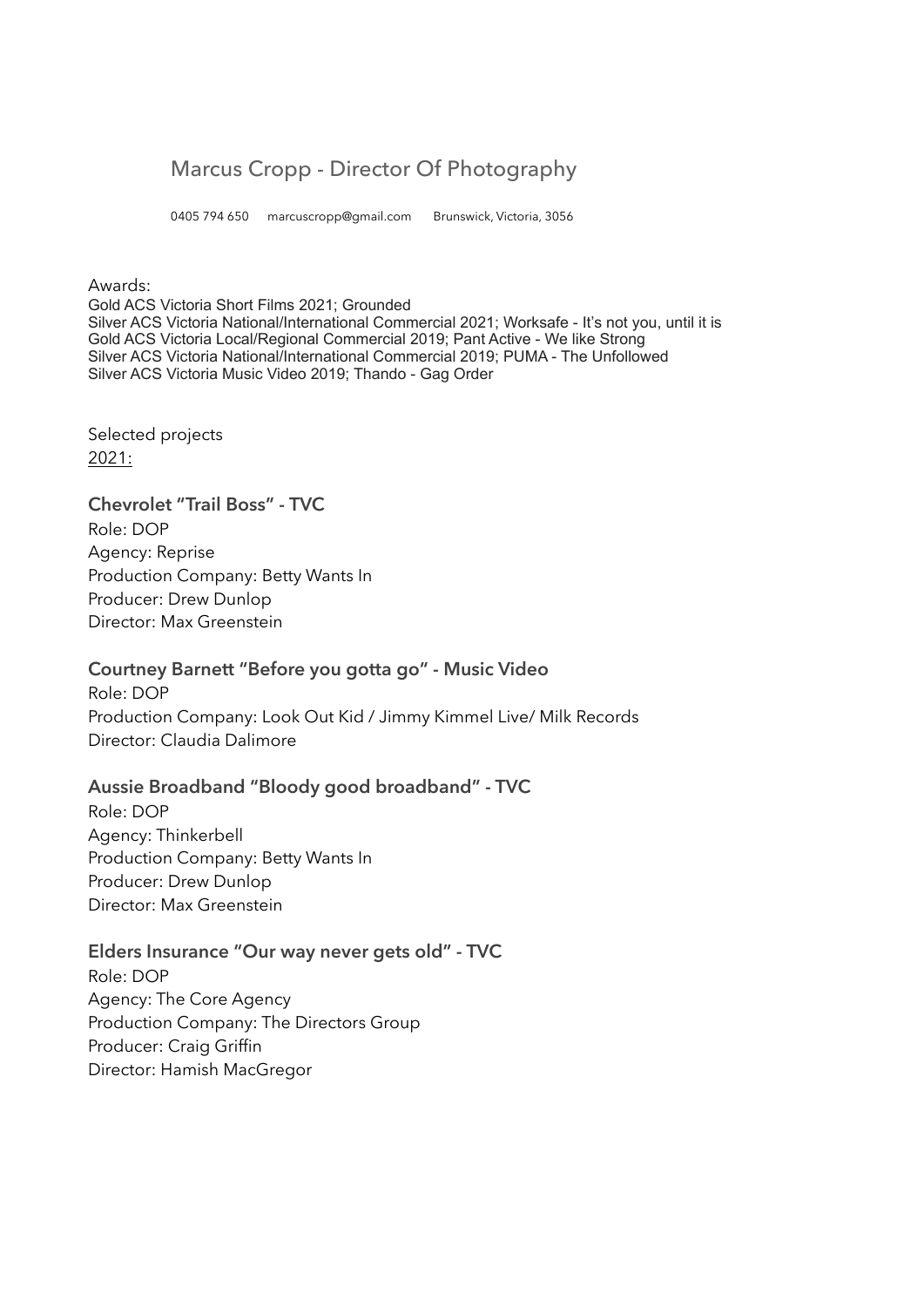# Marcus Cropp - Director Of Photography

0405 794 650 marcuscropp@gmail.com Brunswick, Victoria, 3056

Awards:

Gold ACS Victoria Short Films 2021; Grounded
Silver ACS Victoria National/International Commercial 2021; Worksafe - It's not you, until it is
Gold ACS Victoria Local/Regional Commercial 2019; Pant Active - We like Strong
Silver ACS Victoria National/International Commercial 2019; PUMA - The Unfollowed
Silver ACS Victoria Music Video 2019; Thando - Gag Order

Selected projects

2021:

### Chevrolet "Trail Boss" - TVC

Role: DOP
Agency: Reprise
Production Company: Betty Wants In
Producer: Drew Dunlop
Director: Max Greenstein

### Courtney Barnett "Before you gotta go" - Music Video

Role: DOP
Production Company: Look Out Kid / Jimmy Kimmel Live/ Milk Records
Director: Claudia Dalimore

### Aussie Broadband "Bloody good broadband" - TVC

Role: DOP
Agency: Thinkerbell
Production Company: Betty Wants In
Producer: Drew Dunlop
Director: Max Greenstein

### Elders Insurance "Our way never gets old" - TVC

Role: DOP
Agency: The Core Agency
Production Company: The Directors Group
Producer: Craig Griffin
Director: Hamish MacGregor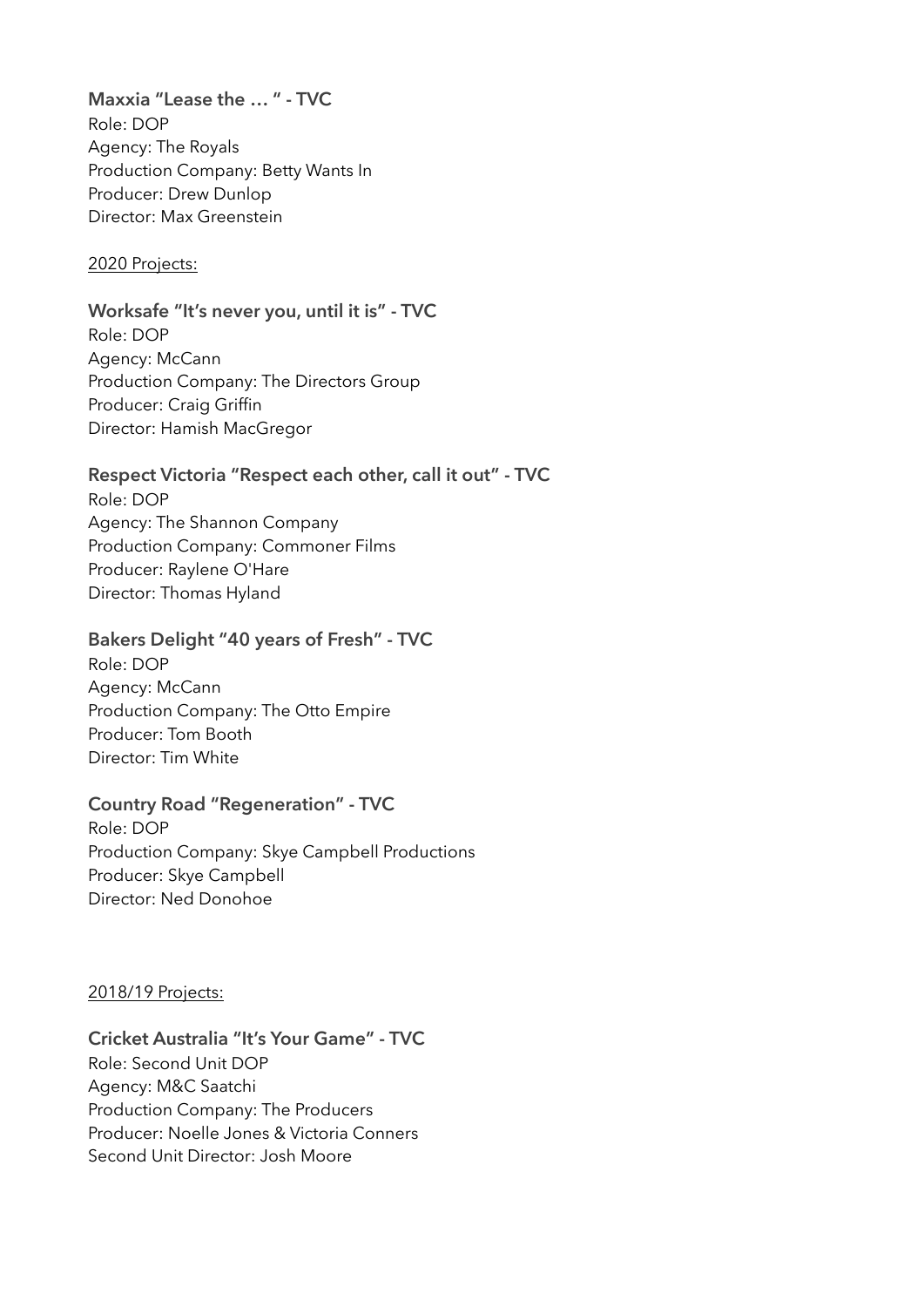**Maxxia "Lease the … " - TVC**
Role: DOP
Agency: The Royals
Production Company: Betty Wants In
Producer: Drew Dunlop
Director: Max Greenstein

2020 Projects:

**Worksafe "It's never you, until it is" - TVC**
Role: DOP
Agency: McCann
Production Company: The Directors Group
Producer: Craig Griffin
Director: Hamish MacGregor

**Respect Victoria "Respect each other, call it out" - TVC**
Role: DOP
Agency: The Shannon Company
Production Company: Commoner Films
Producer: Raylene O'Hare
Director: Thomas Hyland

**Bakers Delight "40 years of Fresh" - TVC**
Role: DOP
Agency: McCann
Production Company: The Otto Empire
Producer: Tom Booth
Director: Tim White

**Country Road "Regeneration" - TVC**
Role: DOP
Production Company: Skye Campbell Productions
Producer: Skye Campbell
Director: Ned Donohoe

2018/19 Projects:

**Cricket Australia "It's Your Game" - TVC**
Role: Second Unit DOP
Agency: M&C Saatchi
Production Company: The Producers
Producer: Noelle Jones & Victoria Conners
Second Unit Director: Josh Moore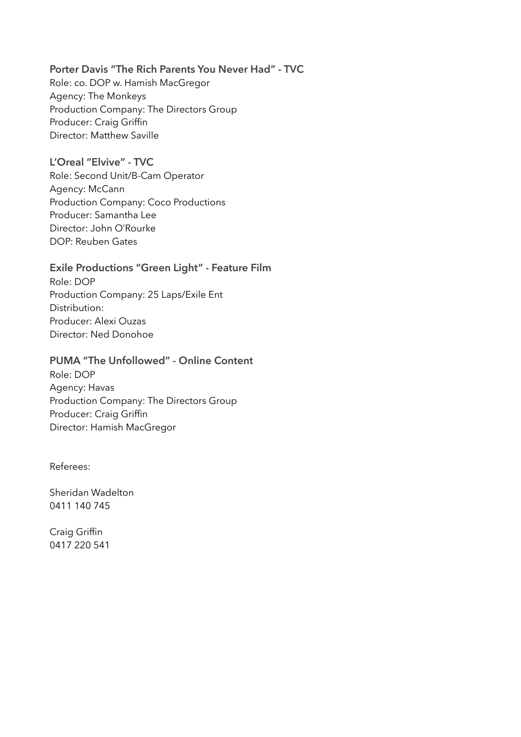**Porter Davis "The Rich Parents You Never Had" - TVC**
Role: co. DOP w. Hamish MacGregor
Agency: The Monkeys
Production Company: The Directors Group
Producer: Craig Griffin
Director: Matthew Saville

**L'Oreal "Elvive" - TVC**
Role: Second Unit/B-Cam Operator
Agency: McCann
Production Company: Coco Productions
Producer: Samantha Lee
Director: John O'Rourke
DOP: Reuben Gates

**Exile Productions "Green Light" - Feature Film**
Role: DOP
Production Company: 25 Laps/Exile Ent
Distribution:
Producer: Alexi Ouzas
Director: Ned Donohoe

**PUMA "The Unfollowed" - Online Content**
Role: DOP
Agency: Havas
Production Company: The Directors Group
Producer: Craig Griffin
Director: Hamish MacGregor

Referees:

Sheridan Wadelton
0411 140 745

Craig Griffin
0417 220 541